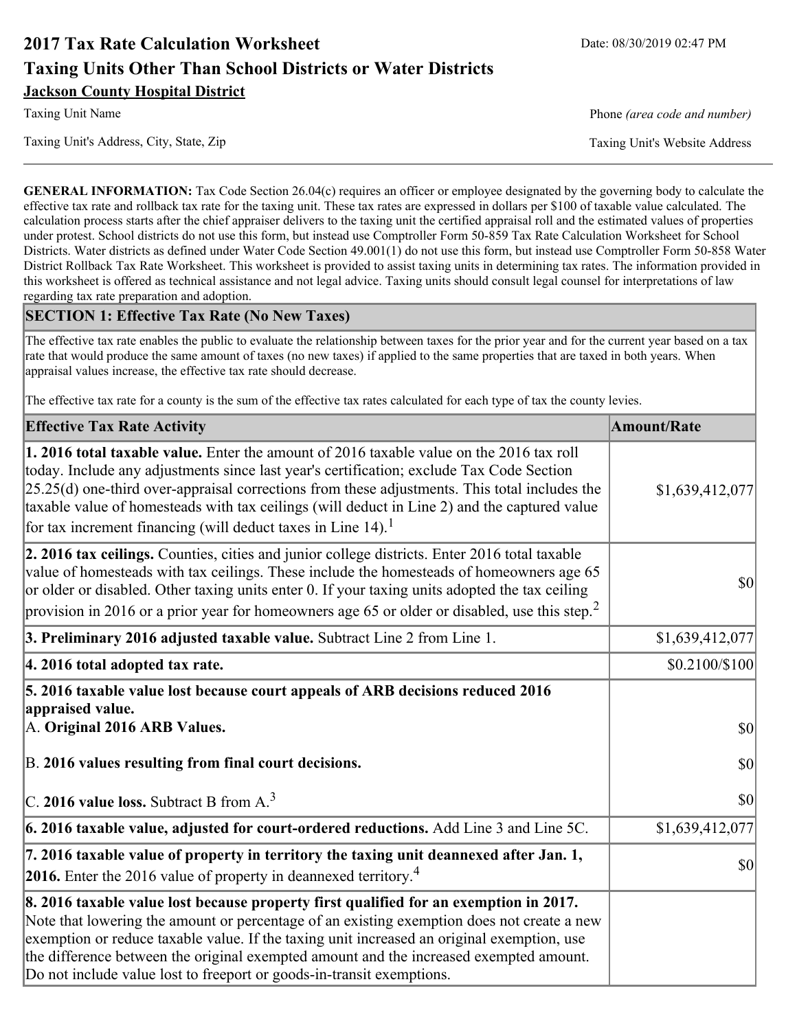# 2017 Tax Rate Calculation Worksheet

Date: 08/30/2019 02:47 PM

## Taxing Units Other Than School Districts or Water Districts

**Jackson County Hospital District**

Taxing Unit Name

Phone *(area code and number)*

Taxing Unit's Address, City, State, Zip

Taxing Unit's Website Address

---

**GENERAL INFORMATION:** Tax Code Section 26.04(c) requires an officer or employee designated by the governing body to calculate the effective tax rate and rollback tax rate for the taxing unit. These tax rates are expressed in dollars per $100 of taxable value calculated. The calculation process starts after the chief appraiser delivers to the taxing unit the certified appraisal roll and the estimated values of properties under protest. School districts do not use this form, but instead use Comptroller Form 50-859 Tax Rate Calculation Worksheet for School Districts. Water districts as defined under Water Code Section 49.001(1) do not use this form, but instead use Comptroller Form 50-858 Water District Rollback Tax Rate Worksheet. This worksheet is provided to assist taxing units in determining tax rates. The information provided in this worksheet is offered as technical assistance and not legal advice. Taxing units should consult legal counsel for interpretations of law regarding tax rate preparation and adoption.

### SECTION 1: Effective Tax Rate (No New Taxes)

The effective tax rate enables the public to evaluate the relationship between taxes for the prior year and for the current year based on a tax rate that would produce the same amount of taxes (no new taxes) if applied to the same properties that are taxed in both years. When appraisal values increase, the effective tax rate should decrease.

The effective tax rate for a county is the sum of the effective tax rates calculated for each type of tax the county levies.

| Effective Tax Rate Activity | Amount/Rate |
|---|---|
| **1. 2016 total taxable value.** Enter the amount of 2016 taxable value on the 2016 tax roll today. Include any adjustments since last year's certification; exclude Tax Code Section 25.25(d) one-third over-appraisal corrections from these adjustments. This total includes the taxable value of homesteads with tax ceilings (will deduct in Line 2) and the captured value for tax increment financing (will deduct taxes in Line 14).[1] | $1,639,412,077 |
| **2. 2016 tax ceilings.** Counties, cities and junior college districts. Enter 2016 total taxable value of homesteads with tax ceilings. These include the homesteads of homeowners age 65 or older or disabled. Other taxing units enter 0. If your taxing units adopted the tax ceiling provision in 2016 or a prior year for homeowners age 65 or older or disabled, use this step.[2] | $0 |
| **3. Preliminary 2016 adjusted taxable value.** Subtract Line 2 from Line 1. | $1,639,412,077 |
| **4. 2016 total adopted tax rate.** | $0.2100/$100 |
| **5. 2016 taxable value lost because court appeals of ARB decisions reduced 2016 appraised value.** | |
| A. **Original 2016 ARB Values.** | $0 |
| B. **2016 values resulting from final court decisions.** | $0 |
| C. **2016 value loss.** Subtract B from A.[3] | $0 |
| **6. 2016 taxable value, adjusted for court-ordered reductions.** Add Line 3 and Line 5C. | $1,639,412,077 |
| **7. 2016 taxable value of property in territory the taxing unit deannexed after Jan. 1, 2016.** Enter the 2016 value of property in deannexed territory.[4] | $0 |
| **8. 2016 taxable value lost because property first qualified for an exemption in 2017.** Note that lowering the amount or percentage of an existing exemption does not create a new exemption or reduce taxable value. If the taxing unit increased an original exemption, use the difference between the original exempted amount and the increased exempted amount. Do not include value lost to freeport or goods-in-transit exemptions. | |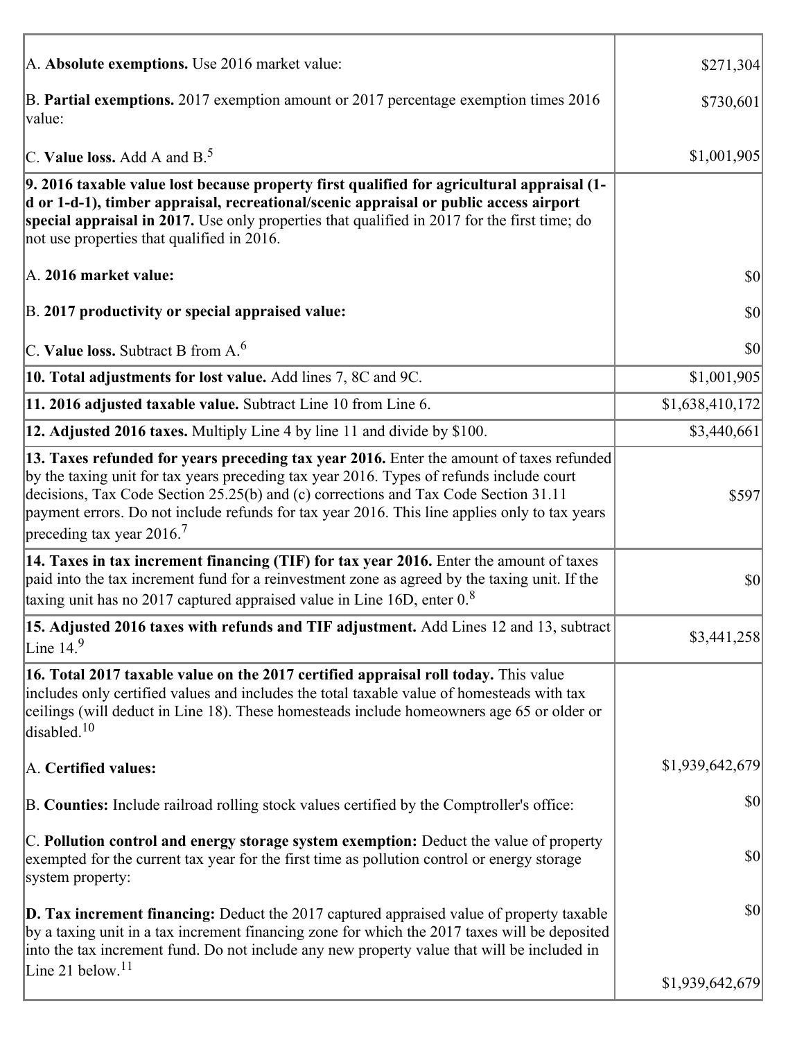| | |
|---|---|
| A. **Absolute exemptions.** Use 2016 market value: | $271,304 |
| B. **Partial exemptions.** 2017 exemption amount or 2017 percentage exemption times 2016 value: | $730,601 |
| C. **Value loss.** Add A and B.[5] | $1,001,905 |
| **9. 2016 taxable value lost because property first qualified for agricultural appraisal (1-d or 1-d-1), timber appraisal, recreational/scenic appraisal or public access airport special appraisal in 2017.** Use only properties that qualified in 2017 for the first time; do not use properties that qualified in 2016. | |
| A. **2016 market value:** | $0 |
| B. **2017 productivity or special appraised value:** | $0 |
| C. **Value loss.** Subtract B from A.[6] | $0 |
| **10. Total adjustments for lost value.** Add lines 7, 8C and 9C. | $1,001,905 |
| **11. 2016 adjusted taxable value.** Subtract Line 10 from Line 6. | $1,638,410,172 |
| **12. Adjusted 2016 taxes.** Multiply Line 4 by line 11 and divide by $100. | $3,440,661 |
| **13. Taxes refunded for years preceding tax year 2016.** Enter the amount of taxes refunded by the taxing unit for tax years preceding tax year 2016. Types of refunds include court decisions, Tax Code Section 25.25(b) and (c) corrections and Tax Code Section 31.11 payment errors. Do not include refunds for tax year 2016. This line applies only to tax years preceding tax year 2016.[7] | $597 |
| **14. Taxes in tax increment financing (TIF) for tax year 2016.** Enter the amount of taxes paid into the tax increment fund for a reinvestment zone as agreed by the taxing unit. If the taxing unit has no 2017 captured appraised value in Line 16D, enter 0.[8] | $0 |
| **15. Adjusted 2016 taxes with refunds and TIF adjustment.** Add Lines 12 and 13, subtract Line 14.[9] | $3,441,258 |
| **16. Total 2017 taxable value on the 2017 certified appraisal roll today.** This value includes only certified values and includes the total taxable value of homesteads with tax ceilings (will deduct in Line 18). These homesteads include homeowners age 65 or older or disabled.[10] | |
| A. **Certified values:** | $1,939,642,679 |
| B. **Counties:** Include railroad rolling stock values certified by the Comptroller's office: | $0 |
| C. **Pollution control and energy storage system exemption:** Deduct the value of property exempted for the current tax year for the first time as pollution control or energy storage system property: | $0 |
| **D. Tax increment financing:** Deduct the 2017 captured appraised value of property taxable by a taxing unit in a tax increment financing zone for which the 2017 taxes will be deposited into the tax increment fund. Do not include any new property value that will be included in Line 21 below.[11] | $0<br><br>$1,939,642,679 |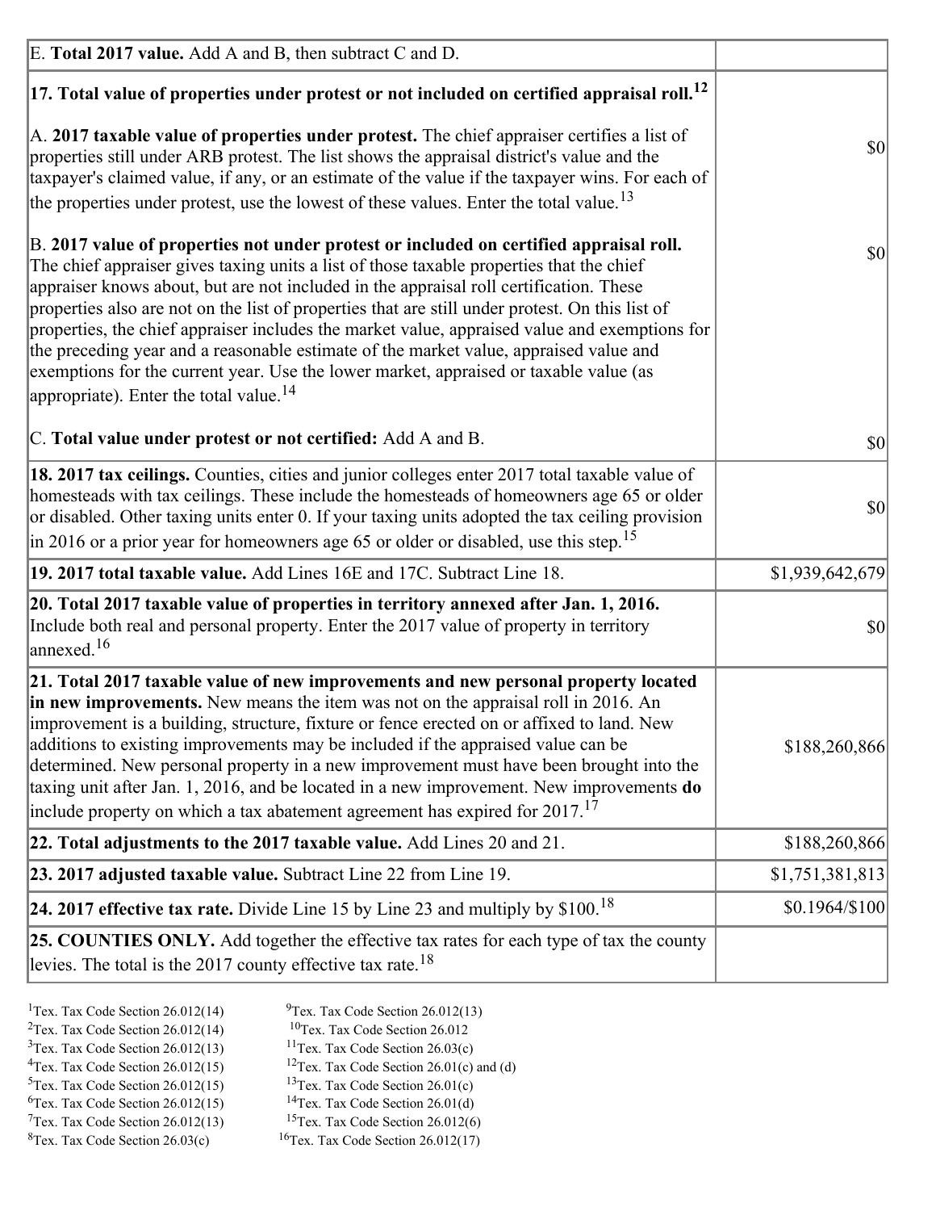| | |
|---|---|
| E. **Total 2017 value.** Add A and B, then subtract C and D. | |
| **17. Total value of properties under protest or not included on certified appraisal roll.**[12] | |
| A. **2017 taxable value of properties under protest.** The chief appraiser certifies a list of properties still under ARB protest. The list shows the appraisal district's value and the taxpayer's claimed value, if any, or an estimate of the value if the taxpayer wins. For each of the properties under protest, use the lowest of these values. Enter the total value.[13] | $0 |
| B. **2017 value of properties not under protest or included on certified appraisal roll.** The chief appraiser gives taxing units a list of those taxable properties that the chief appraiser knows about, but are not included in the appraisal roll certification. These properties also are not on the list of properties that are still under protest. On this list of properties, the chief appraiser includes the market value, appraised value and exemptions for the preceding year and a reasonable estimate of the market value, appraised value and exemptions for the current year. Use the lower market, appraised or taxable value (as appropriate). Enter the total value.[14] | $0 |
| C. **Total value under protest or not certified:** Add A and B. | $0 |
| **18. 2017 tax ceilings.** Counties, cities and junior colleges enter 2017 total taxable value of homesteads with tax ceilings. These include the homesteads of homeowners age 65 or older or disabled. Other taxing units enter 0. If your taxing units adopted the tax ceiling provision in 2016 or a prior year for homeowners age 65 or older or disabled, use this step.[15] | $0 |
| **19. 2017 total taxable value.** Add Lines 16E and 17C. Subtract Line 18. | $1,939,642,679 |
| **20. Total 2017 taxable value of properties in territory annexed after Jan. 1, 2016.** Include both real and personal property. Enter the 2017 value of property in territory annexed.[16] | $0 |
| **21. Total 2017 taxable value of new improvements and new personal property located in new improvements.** New means the item was not on the appraisal roll in 2016. An improvement is a building, structure, fixture or fence erected on or affixed to land. New additions to existing improvements may be included if the appraised value can be determined. New personal property in a new improvement must have been brought into the taxing unit after Jan. 1, 2016, and be located in a new improvement. New improvements **do** include property on which a tax abatement agreement has expired for 2017.[17] | $188,260,866 |
| **22. Total adjustments to the 2017 taxable value.** Add Lines 20 and 21. | $188,260,866 |
| **23. 2017 adjusted taxable value.** Subtract Line 22 from Line 19. | $1,751,381,813 |
| **24. 2017 effective tax rate.** Divide Line 15 by Line 23 and multiply by $100.[18] | $0.1964/$100 |
| **25. COUNTIES ONLY.** Add together the effective tax rates for each type of tax the county levies. The total is the 2017 county effective tax rate.[18] | |

[1]Tex. Tax Code Section 26.012(14)
[2]Tex. Tax Code Section 26.012(14)
[3]Tex. Tax Code Section 26.012(13)
[4]Tex. Tax Code Section 26.012(15)
[5]Tex. Tax Code Section 26.012(15)
[6]Tex. Tax Code Section 26.012(15)
[7]Tex. Tax Code Section 26.012(13)
[8]Tex. Tax Code Section 26.03(c)
[9]Tex. Tax Code Section 26.012(13)
[10]Tex. Tax Code Section 26.012
[11]Tex. Tax Code Section 26.03(c)
[12]Tex. Tax Code Section 26.01(c) and (d)
[13]Tex. Tax Code Section 26.01(c)
[14]Tex. Tax Code Section 26.01(d)
[15]Tex. Tax Code Section 26.012(6)
[16]Tex. Tax Code Section 26.012(17)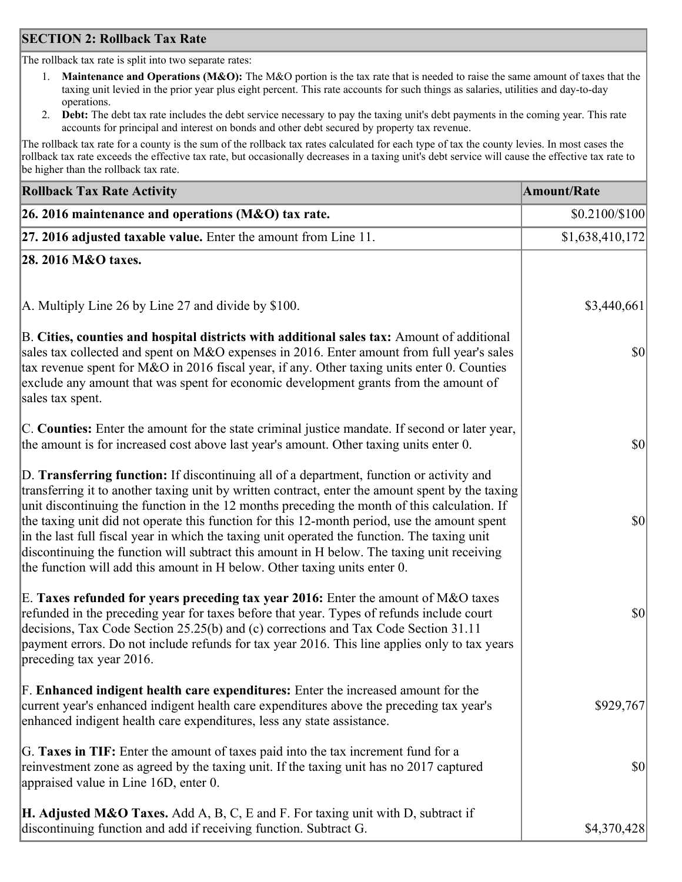## SECTION 2: Rollback Tax Rate

The rollback tax rate is split into two separate rates:

1. **Maintenance and Operations (M&O):** The M&O portion is the tax rate that is needed to raise the same amount of taxes that the taxing unit levied in the prior year plus eight percent. This rate accounts for such things as salaries, utilities and day-to-day operations.
2. **Debt:** The debt tax rate includes the debt service necessary to pay the taxing unit's debt payments in the coming year. This rate accounts for principal and interest on bonds and other debt secured by property tax revenue.

The rollback tax rate for a county is the sum of the rollback tax rates calculated for each type of tax the county levies. In most cases the rollback tax rate exceeds the effective tax rate, but occasionally decreases in a taxing unit's debt service will cause the effective tax rate to be higher than the rollback tax rate.

| Rollback Tax Rate Activity | Amount/Rate |
|---|---|
| **26. 2016 maintenance and operations (M&O) tax rate.** | $0.2100/$100 |
| **27. 2016 adjusted taxable value.** Enter the amount from Line 11. | $1,638,410,172 |
| **28. 2016 M&O taxes.** | |
| A. Multiply Line 26 by Line 27 and divide by $100. | $3,440,661 |
| B. **Cities, counties and hospital districts with additional sales tax:** Amount of additional sales tax collected and spent on M&O expenses in 2016. Enter amount from full year's sales tax revenue spent for M&O in 2016 fiscal year, if any. Other taxing units enter 0. Counties exclude any amount that was spent for economic development grants from the amount of sales tax spent. | $0 |
| C. **Counties:** Enter the amount for the state criminal justice mandate. If second or later year, the amount is for increased cost above last year's amount. Other taxing units enter 0. | $0 |
| D. **Transferring function:** If discontinuing all of a department, function or activity and transferring it to another taxing unit by written contract, enter the amount spent by the taxing unit discontinuing the function in the 12 months preceding the month of this calculation. If the taxing unit did not operate this function for this 12-month period, use the amount spent in the last full fiscal year in which the taxing unit operated the function. The taxing unit discontinuing the function will subtract this amount in H below. The taxing unit receiving the function will add this amount in H below. Other taxing units enter 0. | $0 |
| E. **Taxes refunded for years preceding tax year 2016:** Enter the amount of M&O taxes refunded in the preceding year for taxes before that year. Types of refunds include court decisions, Tax Code Section 25.25(b) and (c) corrections and Tax Code Section 31.11 payment errors. Do not include refunds for tax year 2016. This line applies only to tax years preceding tax year 2016. | $0 |
| F. **Enhanced indigent health care expenditures:** Enter the increased amount for the current year's enhanced indigent health care expenditures above the preceding tax year's enhanced indigent health care expenditures, less any state assistance. | $929,767 |
| G. **Taxes in TIF:** Enter the amount of taxes paid into the tax increment fund for a reinvestment zone as agreed by the taxing unit. If the taxing unit has no 2017 captured appraised value in Line 16D, enter 0. | $0 |
| **H. Adjusted M&O Taxes.** Add A, B, C, E and F. For taxing unit with D, subtract if discontinuing function and add if receiving function. Subtract G. | $4,370,428 |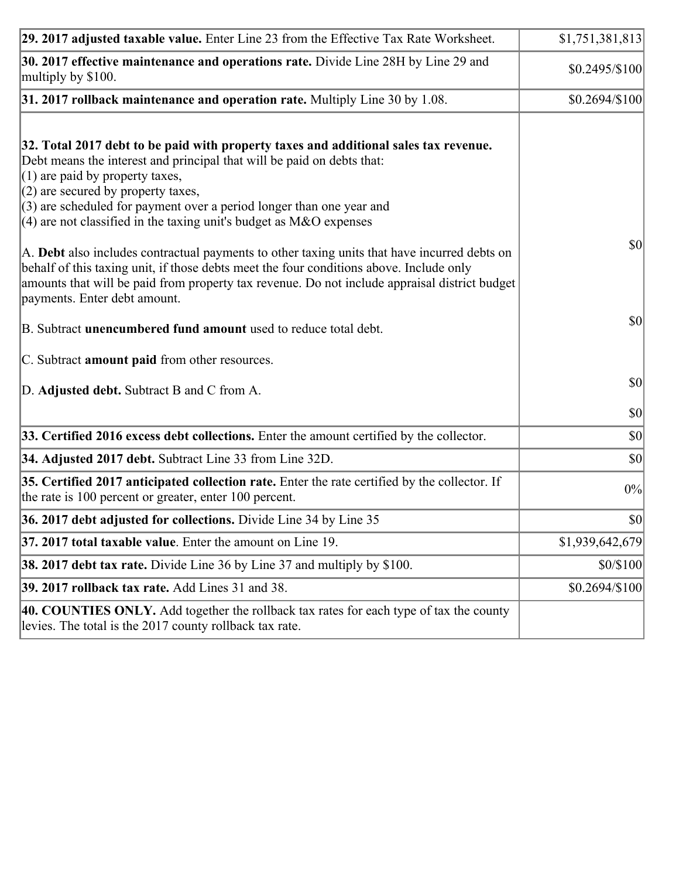| | |
|---|---|
| **29. 2017 adjusted taxable value.** Enter Line 23 from the Effective Tax Rate Worksheet. | $1,751,381,813 |
| **30. 2017 effective maintenance and operations rate.** Divide Line 28H by Line 29 and multiply by $100. | $0.2495/$100 |
| **31. 2017 rollback maintenance and operation rate.** Multiply Line 30 by 1.08. | $0.2694/$100 |
| **32. Total 2017 debt to be paid with property taxes and additional sales tax revenue.** Debt means the interest and principal that will be paid on debts that:<br>(1) are paid by property taxes,<br>(2) are secured by property taxes,<br>(3) are scheduled for payment over a period longer than one year and<br>(4) are not classified in the taxing unit's budget as M&O expenses<br><br>A. **Debt** also includes contractual payments to other taxing units that have incurred debts on behalf of this taxing unit, if those debts meet the four conditions above. Include only amounts that will be paid from property tax revenue. Do not include appraisal district budget payments. Enter debt amount.<br><br>B. Subtract **unencumbered fund amount** used to reduce total debt.<br><br>C. Subtract **amount paid** from other resources.<br><br>D. **Adjusted debt.** Subtract B and C from A. | $0<br><br>$0<br><br>$0<br><br>$0 |
| **33. Certified 2016 excess debt collections.** Enter the amount certified by the collector. | $0 |
| **34. Adjusted 2017 debt.** Subtract Line 33 from Line 32D. | $0 |
| **35. Certified 2017 anticipated collection rate.** Enter the rate certified by the collector. If the rate is 100 percent or greater, enter 100 percent. | 0% |
| **36. 2017 debt adjusted for collections.** Divide Line 34 by Line 35 | $0 |
| **37. 2017 total taxable value**. Enter the amount on Line 19. | $1,939,642,679 |
| **38. 2017 debt tax rate.** Divide Line 36 by Line 37 and multiply by $100. | $0/$100 |
| **39. 2017 rollback tax rate.** Add Lines 31 and 38. | $0.2694/$100 |
| **40. COUNTIES ONLY.** Add together the rollback tax rates for each type of tax the county levies. The total is the 2017 county rollback tax rate. | |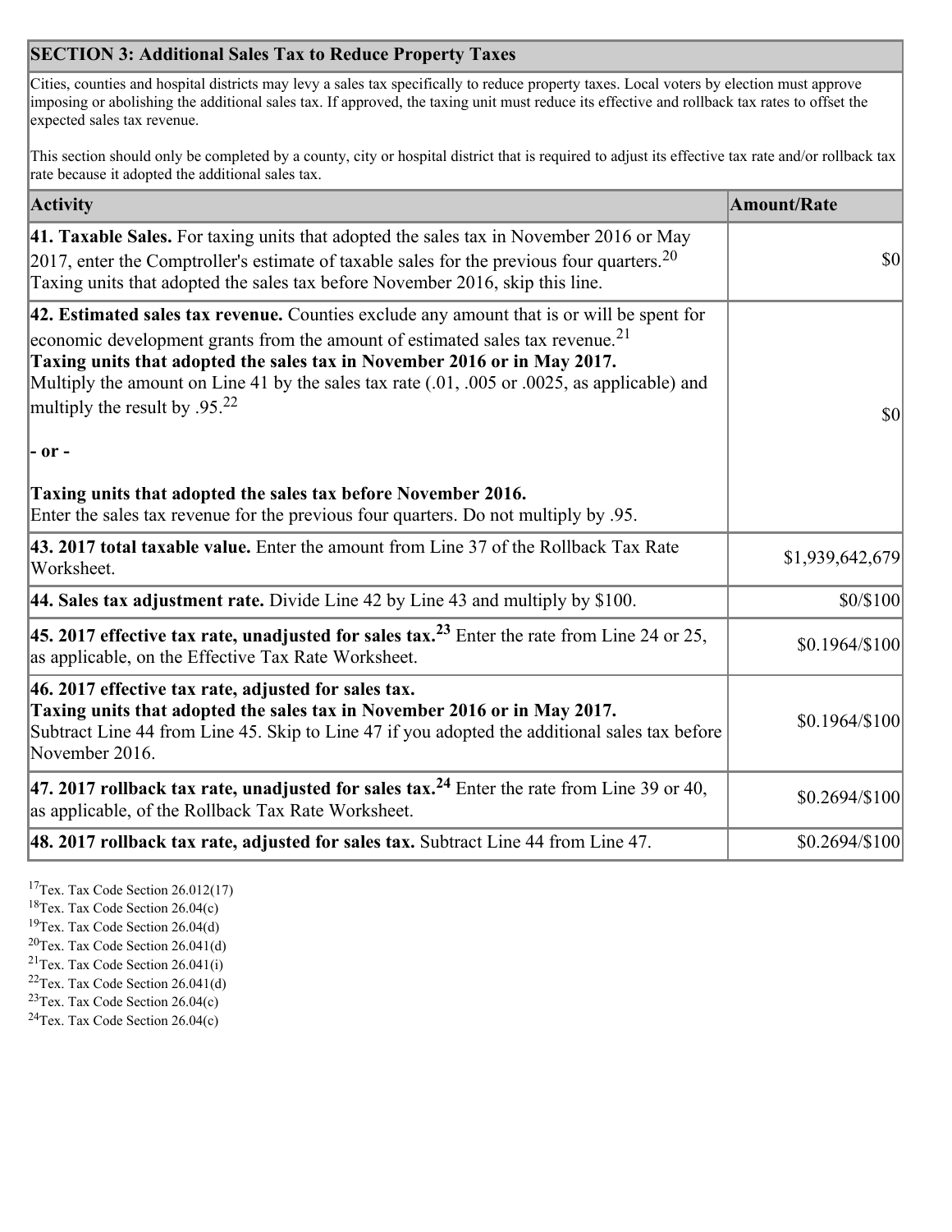## SECTION 3: Additional Sales Tax to Reduce Property Taxes

Cities, counties and hospital districts may levy a sales tax specifically to reduce property taxes. Local voters by election must approve imposing or abolishing the additional sales tax. If approved, the taxing unit must reduce its effective and rollback tax rates to offset the expected sales tax revenue.

This section should only be completed by a county, city or hospital district that is required to adjust its effective tax rate and/or rollback tax rate because it adopted the additional sales tax.

| Activity | Amount/Rate |
|---|---|
| **41. Taxable Sales.** For taxing units that adopted the sales tax in November 2016 or May 2017, enter the Comptroller's estimate of taxable sales for the previous four quarters.[20] Taxing units that adopted the sales tax before November 2016, skip this line. | $0 |
| **42. Estimated sales tax revenue.** Counties exclude any amount that is or will be spent for economic development grants from the amount of estimated sales tax revenue.[21] **Taxing units that adopted the sales tax in November 2016 or in May 2017.** Multiply the amount on Line 41 by the sales tax rate (.01, .005 or .0025, as applicable) and multiply the result by .95.[22] **- or -** **Taxing units that adopted the sales tax before November 2016.** Enter the sales tax revenue for the previous four quarters. Do not multiply by .95. | $0 |
| **43. 2017 total taxable value.** Enter the amount from Line 37 of the Rollback Tax Rate Worksheet. | $1,939,642,679 |
| **44. Sales tax adjustment rate.** Divide Line 42 by Line 43 and multiply by $100. | $0/$100 |
| **45. 2017 effective tax rate, unadjusted for sales tax.**[23] Enter the rate from Line 24 or 25, as applicable, on the Effective Tax Rate Worksheet. | $0.1964/$100 |
| **46. 2017 effective tax rate, adjusted for sales tax.** **Taxing units that adopted the sales tax in November 2016 or in May 2017.** Subtract Line 44 from Line 45. Skip to Line 47 if you adopted the additional sales tax before November 2016. | $0.1964/$100 |
| **47. 2017 rollback tax rate, unadjusted for sales tax.**[24] Enter the rate from Line 39 or 40, as applicable, of the Rollback Tax Rate Worksheet. | $0.2694/$100 |
| **48. 2017 rollback tax rate, adjusted for sales tax.** Subtract Line 44 from Line 47. | $0.2694/$100 |

[17] Tex. Tax Code Section 26.012(17)
[18] Tex. Tax Code Section 26.04(c)
[19] Tex. Tax Code Section 26.04(d)
[20] Tex. Tax Code Section 26.041(d)
[21] Tex. Tax Code Section 26.041(i)
[22] Tex. Tax Code Section 26.041(d)
[23] Tex. Tax Code Section 26.04(c)
[24] Tex. Tax Code Section 26.04(c)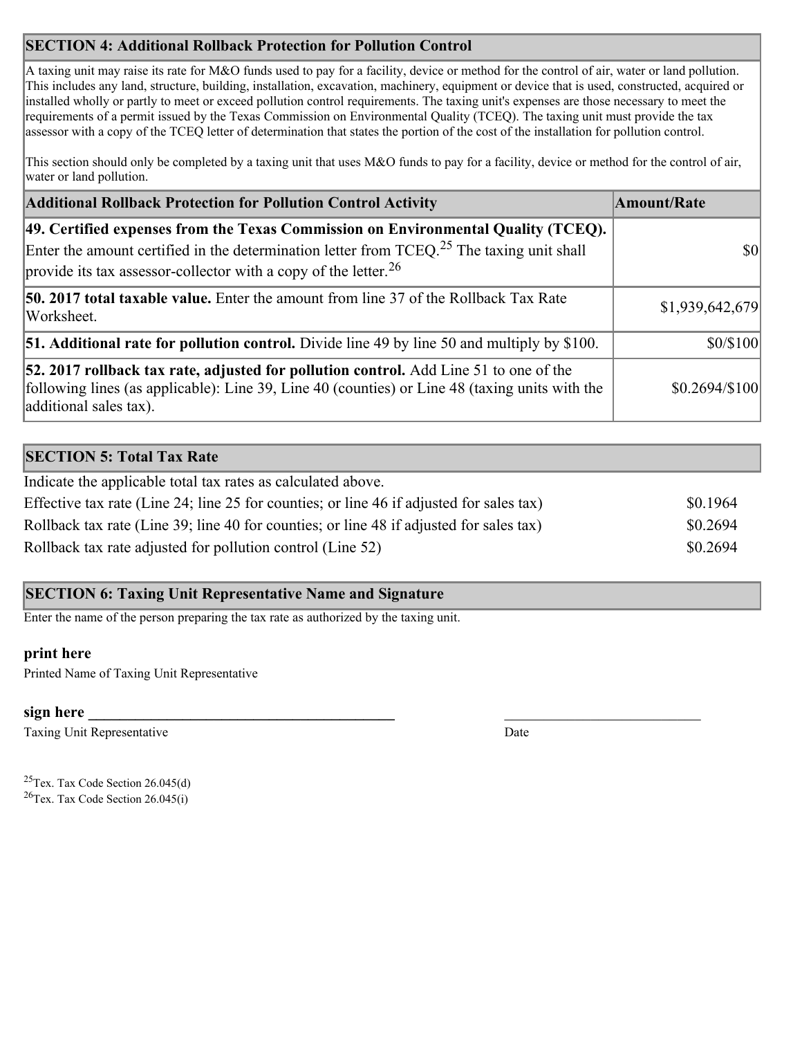## SECTION 4: Additional Rollback Protection for Pollution Control

A taxing unit may raise its rate for M&O funds used to pay for a facility, device or method for the control of air, water or land pollution. This includes any land, structure, building, installation, excavation, machinery, equipment or device that is used, constructed, acquired or installed wholly or partly to meet or exceed pollution control requirements. The taxing unit's expenses are those necessary to meet the requirements of a permit issued by the Texas Commission on Environmental Quality (TCEQ). The taxing unit must provide the tax assessor with a copy of the TCEQ letter of determination that states the portion of the cost of the installation for pollution control.

This section should only be completed by a taxing unit that uses M&O funds to pay for a facility, device or method for the control of air, water or land pollution.

| Additional Rollback Protection for Pollution Control Activity | Amount/Rate |
|---|---|
| **49. Certified expenses from the Texas Commission on Environmental Quality (TCEQ).** Enter the amount certified in the determination letter from TCEQ.[25] The taxing unit shall provide its tax assessor-collector with a copy of the letter.[26] | $0 |
| **50. 2017 total taxable value.** Enter the amount from line 37 of the Rollback Tax Rate Worksheet. | $1,939,642,679 |
| **51. Additional rate for pollution control.** Divide line 49 by line 50 and multiply by $100. | $0/$100 |
| **52. 2017 rollback tax rate, adjusted for pollution control.** Add Line 51 to one of the following lines (as applicable): Line 39, Line 40 (counties) or Line 48 (taxing units with the additional sales tax). | $0.2694/$100 |

## SECTION 5: Total Tax Rate

Indicate the applicable total tax rates as calculated above.

| | |
|---|---|
| Effective tax rate (Line 24; line 25 for counties; or line 46 if adjusted for sales tax) | $0.1964 |
| Rollback tax rate (Line 39; line 40 for counties; or line 48 if adjusted for sales tax) | $0.2694 |
| Rollback tax rate adjusted for pollution control (Line 52) | $0.2694 |

## SECTION 6: Taxing Unit Representative Name and Signature

Enter the name of the person preparing the tax rate as authorized by the taxing unit.

**print here**

Printed Name of Taxing Unit Representative

**sign here** ______________________________________ ___________________________

Taxing Unit Representative Date

[25]Tex. Tax Code Section 26.045(d)
[26]Tex. Tax Code Section 26.045(i)